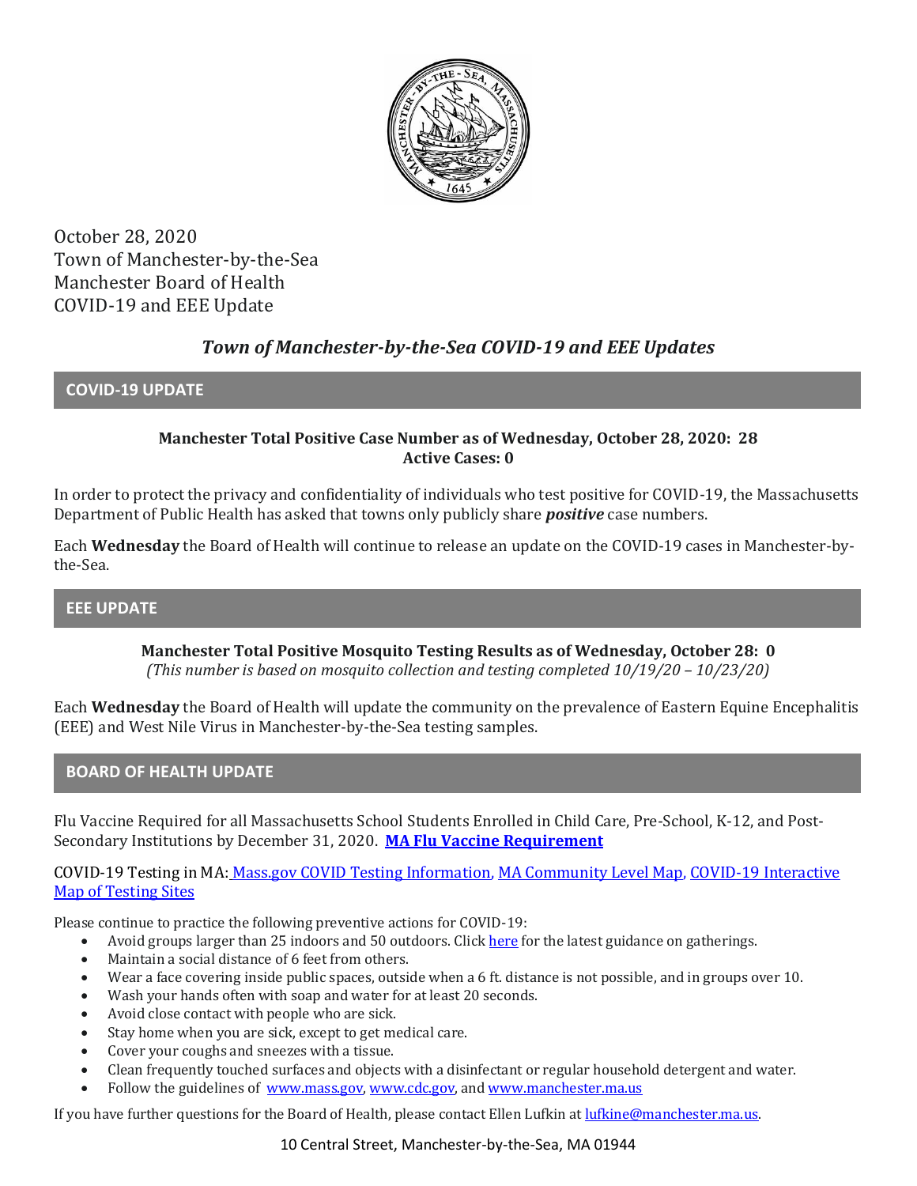October 28, 2020
Town of Manchester-by-the-Sea
Manchester Board of Health
COVID-19 and EEE Update

## *Town of Manchester-by-the-Sea COVID-19 and EEE Updates*

### COVID-19 UPDATE

**Manchester Total Positive Case Number as of Wednesday, October 28, 2020: 28**
**Active Cases: 0**

In order to protect the privacy and confidentiality of individuals who test positive for COVID-19, the Massachusetts Department of Public Health has asked that towns only publicly share ***positive*** case numbers.

Each **Wednesday** the Board of Health will continue to release an update on the COVID-19 cases in Manchester-by-the-Sea.

### EEE UPDATE

**Manchester Total Positive Mosquito Testing Results as of Wednesday, October 28: 0**
*(This number is based on mosquito collection and testing completed 10/19/20 – 10/23/20)*

Each **Wednesday** the Board of Health will update the community on the prevalence of Eastern Equine Encephalitis (EEE) and West Nile Virus in Manchester-by-the-Sea testing samples.

### BOARD OF HEALTH UPDATE

Flu Vaccine Required for all Massachusetts School Students Enrolled in Child Care, Pre-School, K-12, and Post-Secondary Institutions by December 31, 2020. **MA Flu Vaccine Requirement**

COVID-19 Testing in MA: Mass.gov COVID Testing Information, MA Community Level Map, COVID-19 Interactive Map of Testing Sites

Please continue to practice the following preventive actions for COVID-19:

- Avoid groups larger than 25 indoors and 50 outdoors. Click here for the latest guidance on gatherings.
- Maintain a social distance of 6 feet from others.
- Wear a face covering inside public spaces, outside when a 6 ft. distance is not possible, and in groups over 10.
- Wash your hands often with soap and water for at least 20 seconds.
- Avoid close contact with people who are sick.
- Stay home when you are sick, except to get medical care.
- Cover your coughs and sneezes with a tissue.
- Clean frequently touched surfaces and objects with a disinfectant or regular household detergent and water.
- Follow the guidelines of www.mass.gov, www.cdc.gov, and www.manchester.ma.us

If you have further questions for the Board of Health, please contact Ellen Lufkin at lufkine@manchester.ma.us.

10 Central Street, Manchester-by-the-Sea, MA 01944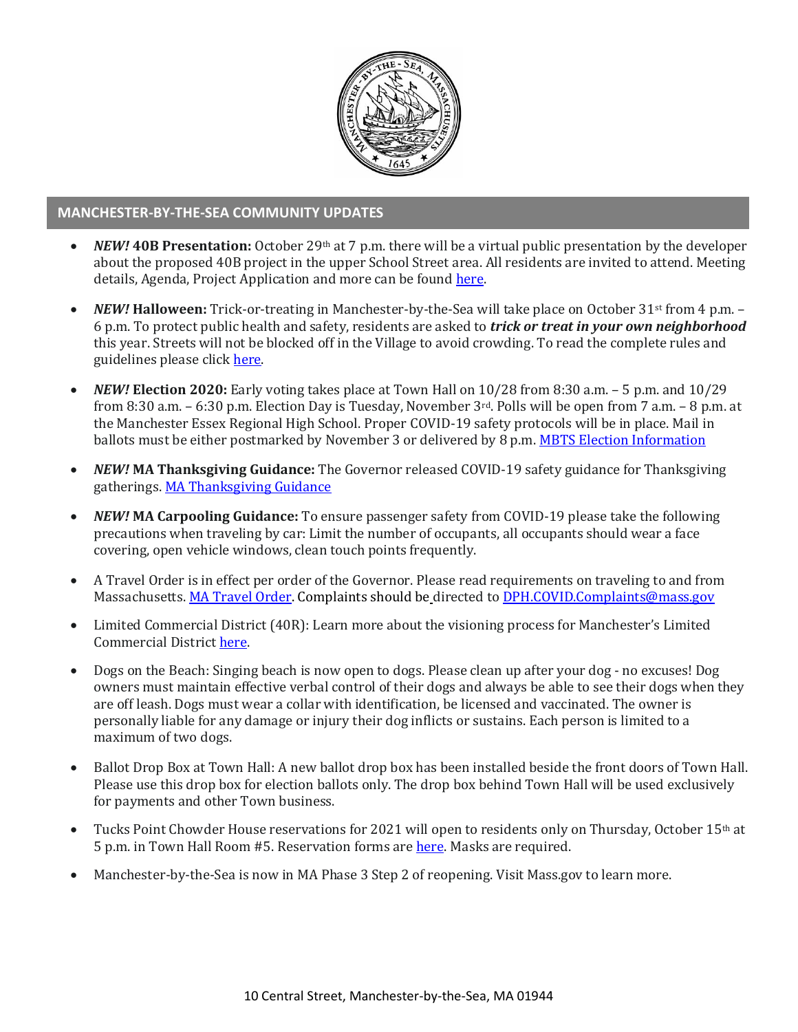## MANCHESTER-BY-THE-SEA COMMUNITY UPDATES

- ***NEW!* 40B Presentation:** October 29th at 7 p.m. there will be a virtual public presentation by the developer about the proposed 40B project in the upper School Street area. All residents are invited to attend. Meeting details, Agenda, Project Application and more can be found here.
- ***NEW!* Halloween:** Trick-or-treating in Manchester-by-the-Sea will take place on October 31st from 4 p.m. – 6 p.m. To protect public health and safety, residents are asked to ***trick or treat in your own neighborhood*** this year. Streets will not be blocked off in the Village to avoid crowding. To read the complete rules and guidelines please click here.
- ***NEW!* Election 2020:** Early voting takes place at Town Hall on 10/28 from 8:30 a.m. – 5 p.m. and 10/29 from 8:30 a.m. – 6:30 p.m. Election Day is Tuesday, November 3rd. Polls will be open from 7 a.m. – 8 p.m. at the Manchester Essex Regional High School. Proper COVID-19 safety protocols will be in place. Mail in ballots must be either postmarked by November 3 or delivered by 8 p.m. MBTS Election Information
- ***NEW!* MA Thanksgiving Guidance:** The Governor released COVID-19 safety guidance for Thanksgiving gatherings. MA Thanksgiving Guidance
- ***NEW!* MA Carpooling Guidance:** To ensure passenger safety from COVID-19 please take the following precautions when traveling by car: Limit the number of occupants, all occupants should wear a face covering, open vehicle windows, clean touch points frequently.
- A Travel Order is in effect per order of the Governor. Please read requirements on traveling to and from Massachusetts. MA Travel Order. Complaints should be directed to DPH.COVID.Complaints@mass.gov
- Limited Commercial District (40R): Learn more about the visioning process for Manchester's Limited Commercial District here.
- Dogs on the Beach: Singing beach is now open to dogs. Please clean up after your dog - no excuses! Dog owners must maintain effective verbal control of their dogs and always be able to see their dogs when they are off leash. Dogs must wear a collar with identification, be licensed and vaccinated. The owner is personally liable for any damage or injury their dog inflicts or sustains. Each person is limited to a maximum of two dogs.
- Ballot Drop Box at Town Hall: A new ballot drop box has been installed beside the front doors of Town Hall. Please use this drop box for election ballots only. The drop box behind Town Hall will be used exclusively for payments and other Town business.
- Tucks Point Chowder House reservations for 2021 will open to residents only on Thursday, October 15th at 5 p.m. in Town Hall Room #5. Reservation forms are here. Masks are required.
- Manchester-by-the-Sea is now in MA Phase 3 Step 2 of reopening. Visit Mass.gov to learn more.

10 Central Street, Manchester-by-the-Sea, MA 01944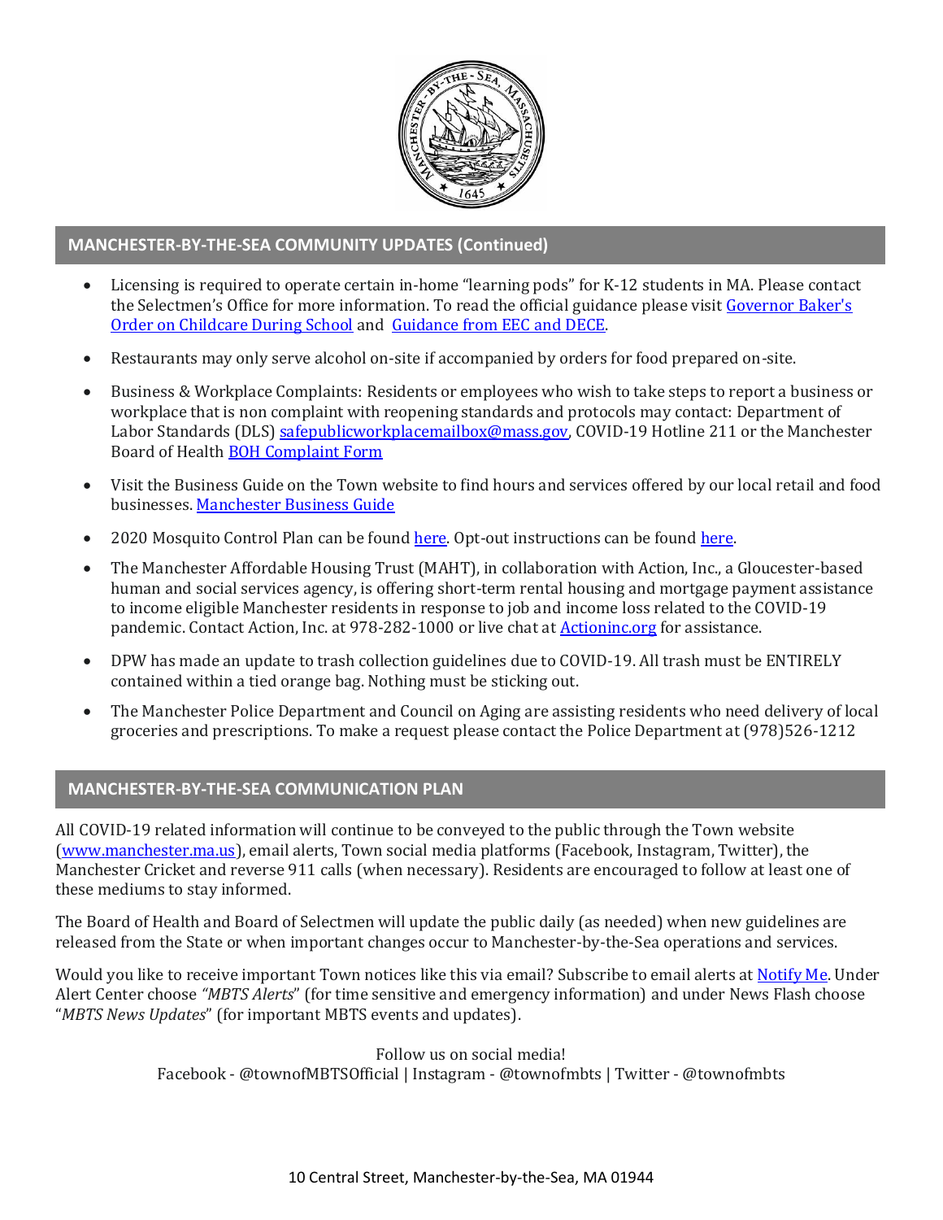## MANCHESTER-BY-THE-SEA COMMUNITY UPDATES (Continued)

- Licensing is required to operate certain in-home "learning pods" for K-12 students in MA. Please contact the Selectmen's Office for more information. To read the official guidance please visit Governor Baker's Order on Childcare During School and Guidance from EEC and DECE.
- Restaurants may only serve alcohol on-site if accompanied by orders for food prepared on-site.
- Business & Workplace Complaints: Residents or employees who wish to take steps to report a business or workplace that is non complaint with reopening standards and protocols may contact: Department of Labor Standards (DLS) safepublicworkplacemailbox@mass.gov, COVID-19 Hotline 211 or the Manchester Board of Health BOH Complaint Form
- Visit the Business Guide on the Town website to find hours and services offered by our local retail and food businesses. Manchester Business Guide
- 2020 Mosquito Control Plan can be found here. Opt-out instructions can be found here.
- The Manchester Affordable Housing Trust (MAHT), in collaboration with Action, Inc., a Gloucester-based human and social services agency, is offering short-term rental housing and mortgage payment assistance to income eligible Manchester residents in response to job and income loss related to the COVID-19 pandemic. Contact Action, Inc. at 978-282-1000 or live chat at Actioninc.org for assistance.
- DPW has made an update to trash collection guidelines due to COVID-19. All trash must be ENTIRELY contained within a tied orange bag. Nothing must be sticking out.
- The Manchester Police Department and Council on Aging are assisting residents who need delivery of local groceries and prescriptions. To make a request please contact the Police Department at (978)526-1212

## MANCHESTER-BY-THE-SEA COMMUNICATION PLAN

All COVID-19 related information will continue to be conveyed to the public through the Town website (www.manchester.ma.us), email alerts, Town social media platforms (Facebook, Instagram, Twitter), the Manchester Cricket and reverse 911 calls (when necessary). Residents are encouraged to follow at least one of these mediums to stay informed.

The Board of Health and Board of Selectmen will update the public daily (as needed) when new guidelines are released from the State or when important changes occur to Manchester-by-the-Sea operations and services.

Would you like to receive important Town notices like this via email? Subscribe to email alerts at Notify Me. Under Alert Center choose *"MBTS Alerts"* (for time sensitive and emergency information) and under News Flash choose "*MBTS News Updates*" (for important MBTS events and updates).

Follow us on social media!
Facebook - @townofMBTSOfficial | Instagram - @townofmbts | Twitter - @townofmbts

10 Central Street, Manchester-by-the-Sea, MA 01944